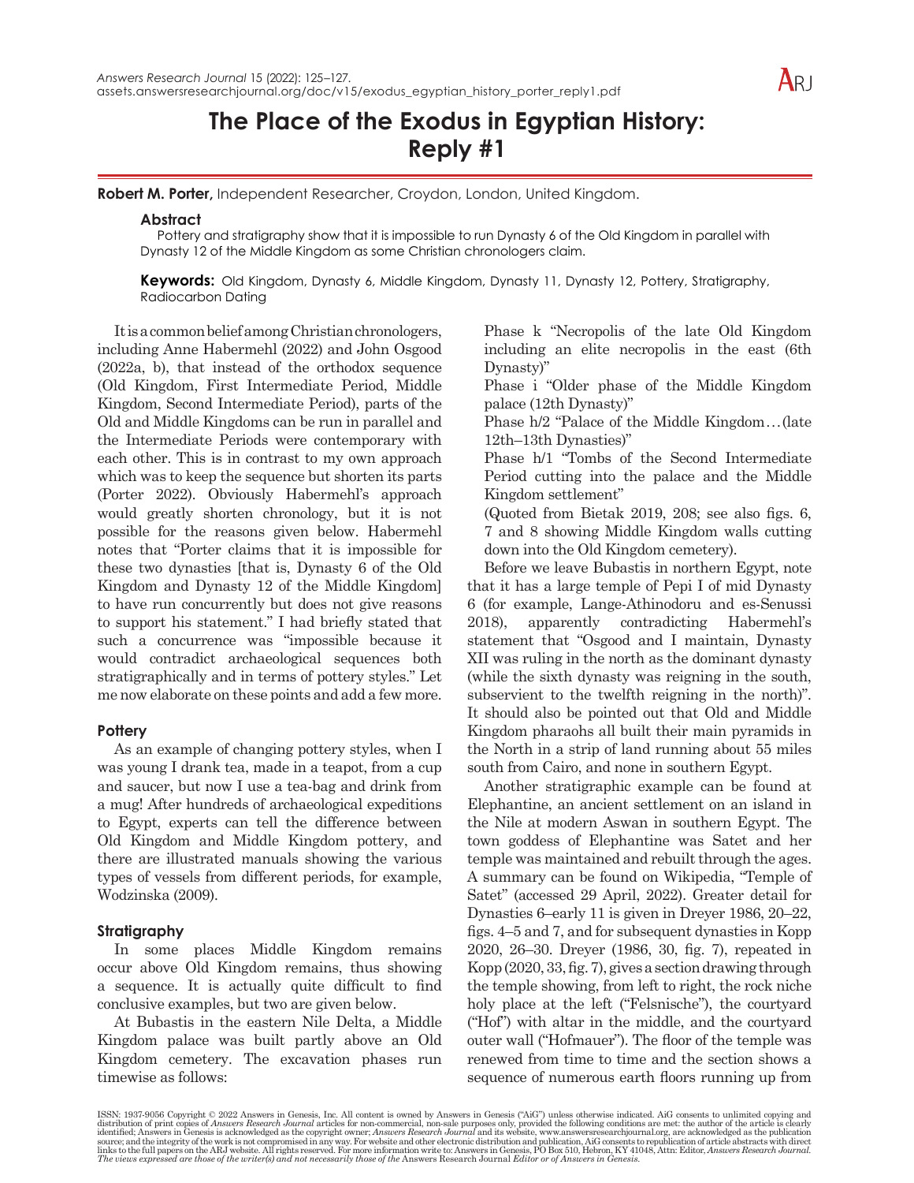# The Place of the Exodus in Egyptian History: Reply #1

**Robert M. Porter,** Independent Researcher, Croydon, London, United Kingdom.

### Abstract

Pottery and stratigraphy show that it is impossible to run Dynasty 6 of the Old Kingdom in parallel with Dynasty 12 of the Middle Kingdom as some Christian chronologers claim.

**Keywords:** Old Kingdom, Dynasty 6, Middle Kingdom, Dynasty 11, Dynasty 12, Pottery, Stratigraphy, Radiocarbon Dating

It is a common belief among Christian chronologers, including Anne Habermehl (2022) and John Osgood (2022a, b), that instead of the orthodox sequence (Old Kingdom, First Intermediate Period, Middle Kingdom, Second Intermediate Period), parts of the Old and Middle Kingdoms can be run in parallel and the Intermediate Periods were contemporary with each other. This is in contrast to my own approach which was to keep the sequence but shorten its parts (Porter 2022). Obviously Habermehl's approach would greatly shorten chronology, but it is not possible for the reasons given below. Habermehl notes that "Porter claims that it is impossible for these two dynasties [that is, Dynasty 6 of the Old Kingdom and Dynasty 12 of the Middle Kingdom] to have run concurrently but does not give reasons to support his statement." I had briefly stated that such a concurrence was "impossible because it would contradict archaeological sequences both stratigraphically and in terms of pottery styles." Let me now elaborate on these points and add a few more.

### Pottery

As an example of changing pottery styles, when I was young I drank tea, made in a teapot, from a cup and saucer, but now I use a tea-bag and drink from a mug! After hundreds of archaeological expeditions to Egypt, experts can tell the difference between Old Kingdom and Middle Kingdom pottery, and there are illustrated manuals showing the various types of vessels from different periods, for example, Wodzinska (2009).

### Stratigraphy

In some places Middle Kingdom remains occur above Old Kingdom remains, thus showing a sequence. It is actually quite difficult to find conclusive examples, but two are given below.

At Bubastis in the eastern Nile Delta, a Middle Kingdom palace was built partly above an Old Kingdom cemetery. The excavation phases run timewise as follows:

Phase k "Necropolis of the late Old Kingdom including an elite necropolis in the east (6th Dynasty)"

Phase i "Older phase of the Middle Kingdom palace (12th Dynasty)"

Phase h/2 "Palace of the Middle Kingdom…(late 12th–13th Dynasties)"

Phase h/1 "Tombs of the Second Intermediate Period cutting into the palace and the Middle Kingdom settlement"

(Quoted from Bietak 2019, 208; see also figs. 6, 7 and 8 showing Middle Kingdom walls cutting down into the Old Kingdom cemetery).

Before we leave Bubastis in northern Egypt, note that it has a large temple of Pepi I of mid Dynasty 6 (for example, Lange-Athinodoru and es-Senussi 2018), apparently contradicting Habermehl's statement that "Osgood and I maintain, Dynasty XII was ruling in the north as the dominant dynasty (while the sixth dynasty was reigning in the south, subservient to the twelfth reigning in the north)". It should also be pointed out that Old and Middle Kingdom pharaohs all built their main pyramids in the North in a strip of land running about 55 miles south from Cairo, and none in southern Egypt.

Another stratigraphic example can be found at Elephantine, an ancient settlement on an island in the Nile at modern Aswan in southern Egypt. The town goddess of Elephantine was Satet and her temple was maintained and rebuilt through the ages. A summary can be found on Wikipedia, "Temple of Satet" (accessed 29 April, 2022). Greater detail for Dynasties 6–early 11 is given in Dreyer 1986, 20–22, figs. 4–5 and 7, and for subsequent dynasties in Kopp 2020, 26–30. Dreyer (1986, 30, fig. 7), repeated in Kopp (2020, 33, fig. 7), gives a section drawing through the temple showing, from left to right, the rock niche holy place at the left ("Felsnische"), the courtyard ("Hof") with altar in the middle, and the courtyard outer wall ("Hofmauer"). The floor of the temple was renewed from time to time and the section shows a sequence of numerous earth floors running up from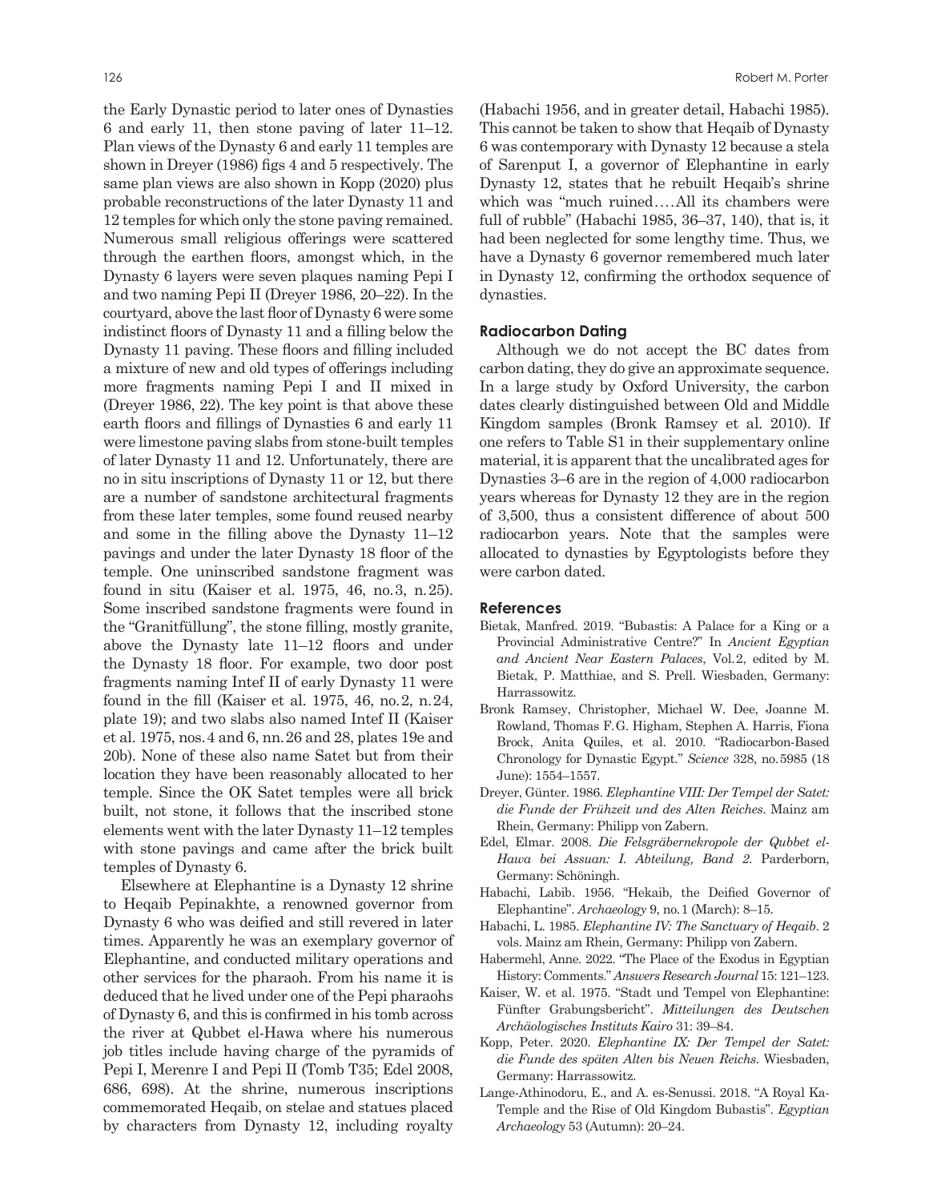the Early Dynastic period to later ones of Dynasties 6 and early 11, then stone paving of later 11–12. Plan views of the Dynasty 6 and early 11 temples are shown in Dreyer (1986) figs 4 and 5 respectively. The same plan views are also shown in Kopp (2020) plus probable reconstructions of the later Dynasty 11 and 12 temples for which only the stone paving remained. Numerous small religious offerings were scattered through the earthen floors, amongst which, in the Dynasty 6 layers were seven plaques naming Pepi I and two naming Pepi II (Dreyer 1986, 20–22). In the courtyard, above the last floor of Dynasty 6 were some indistinct floors of Dynasty 11 and a filling below the Dynasty 11 paving. These floors and filling included a mixture of new and old types of offerings including more fragments naming Pepi I and II mixed in (Dreyer 1986, 22). The key point is that above these earth floors and fillings of Dynasties 6 and early 11 were limestone paving slabs from stone-built temples of later Dynasty 11 and 12. Unfortunately, there are no in situ inscriptions of Dynasty 11 or 12, but there are a number of sandstone architectural fragments from these later temples, some found reused nearby and some in the filling above the Dynasty 11–12 pavings and under the later Dynasty 18 floor of the temple. One uninscribed sandstone fragment was found in situ (Kaiser et al. 1975, 46, no. 3, n. 25). Some inscribed sandstone fragments were found in the "Granitfüllung", the stone filling, mostly granite, above the Dynasty late 11–12 floors and under the Dynasty 18 floor. For example, two door post fragments naming Intef II of early Dynasty 11 were found in the fill (Kaiser et al. 1975, 46, no. 2, n. 24, plate 19); and two slabs also named Intef II (Kaiser et al. 1975, nos. 4 and 6, nn. 26 and 28, plates 19e and 20b). None of these also name Satet but from their location they have been reasonably allocated to her temple. Since the OK Satet temples were all brick built, not stone, it follows that the inscribed stone elements went with the later Dynasty 11–12 temples with stone pavings and came after the brick built temples of Dynasty 6.

Elsewhere at Elephantine is a Dynasty 12 shrine to Heqaib Pepinakhte, a renowned governor from Dynasty 6 who was deified and still revered in later times. Apparently he was an exemplary governor of Elephantine, and conducted military operations and other services for the pharaoh. From his name it is deduced that he lived under one of the Pepi pharaohs of Dynasty 6, and this is confirmed in his tomb across the river at Qubbet el-Hawa where his numerous job titles include having charge of the pyramids of Pepi I, Merenre I and Pepi II (Tomb T35; Edel 2008, 686, 698). At the shrine, numerous inscriptions commemorated Heqaib, on stelae and statues placed by characters from Dynasty 12, including royalty (Habachi 1956, and in greater detail, Habachi 1985). This cannot be taken to show that Heqaib of Dynasty 6 was contemporary with Dynasty 12 because a stela of Sarenput I, a governor of Elephantine in early Dynasty 12, states that he rebuilt Heqaib's shrine which was "much ruined….All its chambers were full of rubble" (Habachi 1985, 36–37, 140), that is, it had been neglected for some lengthy time. Thus, we have a Dynasty 6 governor remembered much later in Dynasty 12, confirming the orthodox sequence of dynasties.

### Radiocarbon Dating

Although we do not accept the BC dates from carbon dating, they do give an approximate sequence. In a large study by Oxford University, the carbon dates clearly distinguished between Old and Middle Kingdom samples (Bronk Ramsey et al. 2010). If one refers to Table S1 in their supplementary online material, it is apparent that the uncalibrated ages for Dynasties 3–6 are in the region of 4,000 radiocarbon years whereas for Dynasty 12 they are in the region of 3,500, thus a consistent difference of about 500 radiocarbon years. Note that the samples were allocated to dynasties by Egyptologists before they were carbon dated.

### References

Bietak, Manfred. 2019. "Bubastis: A Palace for a King or a Provincial Administrative Centre?" In *Ancient Egyptian and Ancient Near Eastern Palaces*, Vol. 2, edited by M. Bietak, P. Matthiae, and S. Prell. Wiesbaden, Germany: Harrassowitz.

Bronk Ramsey, Christopher, Michael W. Dee, Joanne M. Rowland, Thomas F. G. Higham, Stephen A. Harris, Fiona Brock, Anita Quiles, et al. 2010. "Radiocarbon-Based Chronology for Dynastic Egypt." *Science* 328, no. 5985 (18 June): 1554–1557.

Dreyer, Günter. 1986. *Elephantine VIII: Der Tempel der Satet: die Funde der Frühzeit und des Alten Reiches*. Mainz am Rhein, Germany: Philipp von Zabern.

Edel, Elmar. 2008. *Die Felsgräbernekropole der Qubbet el-Hawa bei Assuan: I. Abteilung, Band 2*. Parderborn, Germany: Schöningh.

Habachi, Labib. 1956. "Hekaib, the Deified Governor of Elephantine". *Archaeology* 9, no. 1 (March): 8–15.

Habachi, L. 1985. *Elephantine IV: The Sanctuary of Heqaib*. 2 vols. Mainz am Rhein, Germany: Philipp von Zabern.

Habermehl, Anne. 2022. "The Place of the Exodus in Egyptian History: Comments." *Answers Research Journal* 15: 121–123.

Kaiser, W. et al. 1975. "Stadt und Tempel von Elephantine: Fünfter Grabungsbericht". *Mitteilungen des Deutschen Archäologisches Instituts Kairo* 31: 39–84.

Kopp, Peter. 2020. *Elephantine IX: Der Tempel der Satet: die Funde des späten Alten bis Neuen Reichs*. Wiesbaden, Germany: Harrassowitz.

Lange-Athinodoru, E., and A. es-Senussi. 2018. "A Royal Ka-Temple and the Rise of Old Kingdom Bubastis". *Egyptian Archaeology* 53 (Autumn): 20–24.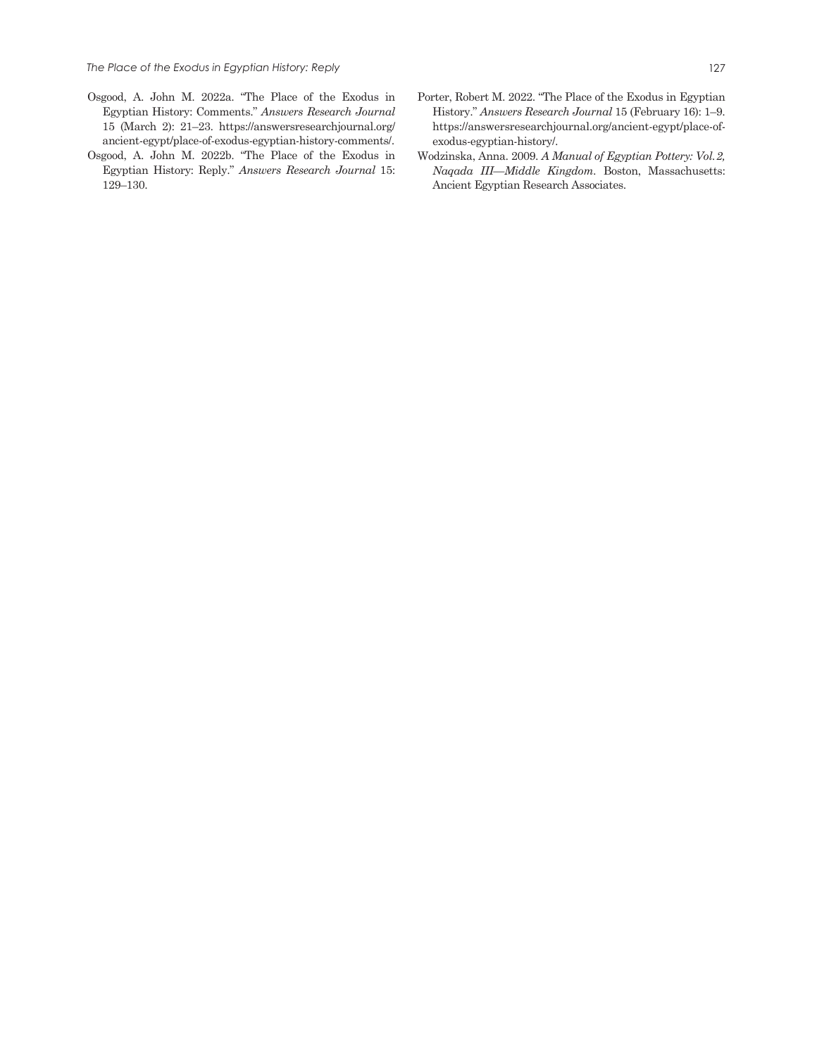Osgood, A. John M. 2022a. "The Place of the Exodus in Egyptian History: Comments." *Answers Research Journal* 15 (March 2): 21–23. https://answersresearchjournal.org/ancient-egypt/place-of-exodus-egyptian-history-comments/.

Osgood, A. John M. 2022b. "The Place of the Exodus in Egyptian History: Reply." *Answers Research Journal* 15: 129–130.

Porter, Robert M. 2022. "The Place of the Exodus in Egyptian History." *Answers Research Journal* 15 (February 16): 1–9. https://answersresearchjournal.org/ancient-egypt/place-of-exodus-egyptian-history/.

Wodzinska, Anna. 2009. *A Manual of Egyptian Pottery: Vol. 2, Naqada III—Middle Kingdom*. Boston, Massachusetts: Ancient Egyptian Research Associates.